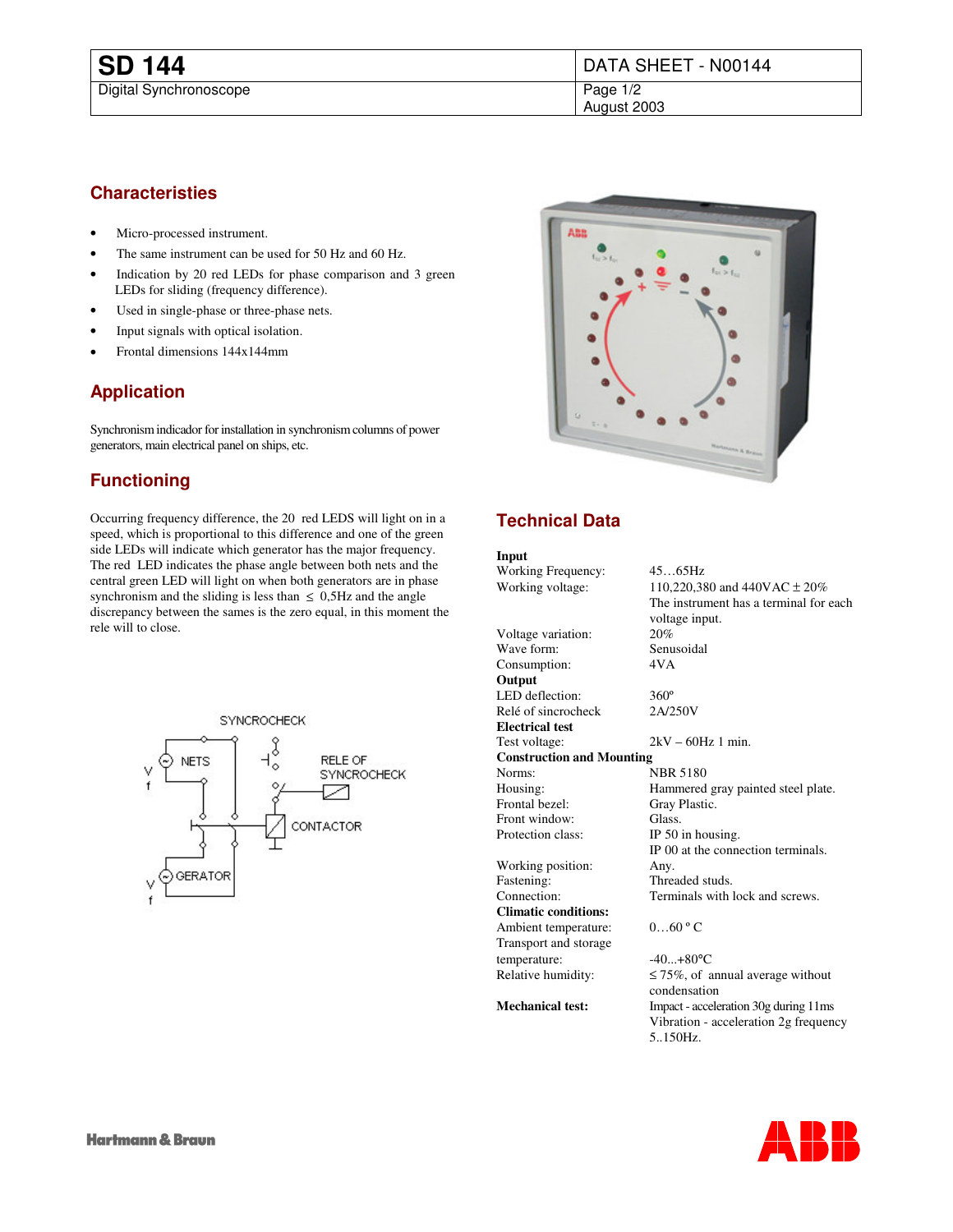# SD 144

Digital Synchronoscope

DATA SHEET - N00144

August 2003

## Characteristies

- Micro-processed instrument.
- The same instrument can be used for 50 Hz and 60 Hz.
- Indication by 20 red LEDs for phase comparison and 3 green LEDs for sliding (frequency difference).
- Used in single-phase or three-phase nets.
- Input signals with optical isolation.
- Frontal dimensions 144x144mm

## Application

Synchronism indicador for installation in synchronism columns of power generators, main electrical panel on ships, etc.

## Functioning

Occurring frequency difference, the 20 red LEDS will light on in a speed, which is proportional to this difference and one of the green side LEDs will indicate which generator has the major frequency. The red LED indicates the phase angle between both nets and the central green LED will light on when both generators are in phase synchronism and the sliding is less than ≤ 0,5Hz and the angle discrepancy between the sames is the zero equal, in this moment the rele will to close.

SYNCROCHECK

NETS

RELE OF SYNCROCHECK

CONTACTOR

GERATOR

## Technical Data

| | |
|---|---|
| **Input** | |
| Working Frequency: | 45…65Hz |
| Working voltage: | 110,220,380 and 440VAC ± 20% The instrument has a terminal for each voltage input. |
| Voltage variation: | 20% |
| Wave form: | Senusoidal |
| Consumption: | 4VA |
| **Output** | |
| LED deflection: | 360º |
| Relé of sincrocheck | 2A/250V |
| **Electrical test** | |
| Test voltage: | 2kV – 60Hz 1 min. |
| **Construction and Mounting** | |
| Norms: | NBR 5180 |
| Housing: | Hammered gray painted steel plate. |
| Frontal bezel: | Gray Plastic. |
| Front window: | Glass. |
| Protection class: | IP 50 in housing. IP 00 at the connection terminals. |
| Working position: | Any. |
| Fastening: | Threaded studs. |
| Connection: | Terminals with lock and screws. |
| **Climatic conditions:** | |
| Ambient temperature: | 0…60 ° C |
| Transport and storage temperature: | -40...+80°C |
| Relative humidity: | ≤ 75%, of annual average without condensation |
| **Mechanical test:** | Impact - acceleration 30g during 11ms Vibration - acceleration 2g frequency 5..150Hz. |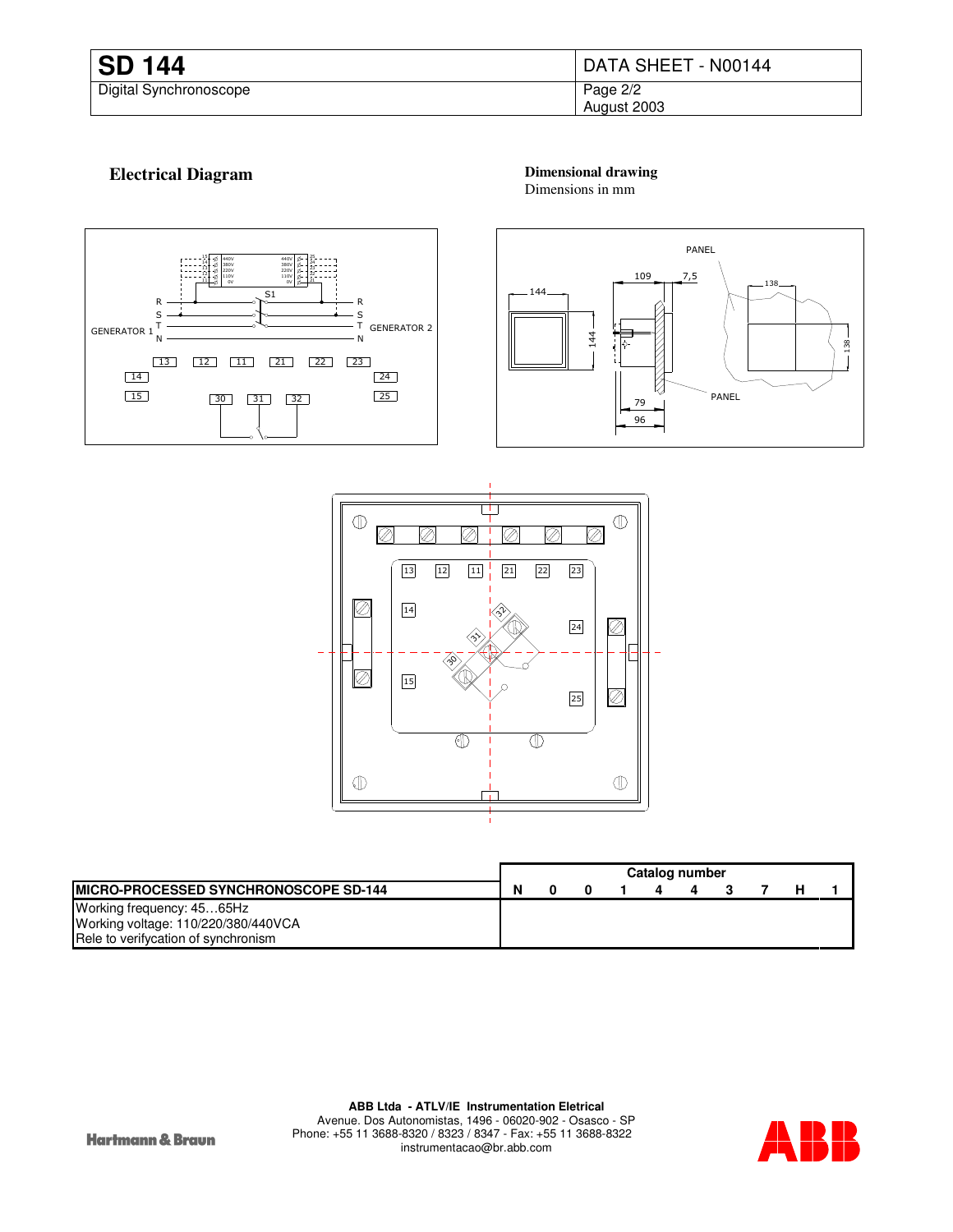## Electrical Diagram

GENERATOR 1

GENERATOR 2

R S T N

S1

13 12 11 21 22 23

14 24

15 25

30 31 32

### Dimensional drawing

Dimensions in mm

PANEL

144

109

7,5

144

79

96

138

138

PANEL

|  | Catalog number | | | | | | | | | |
|---|---|---|---|---|---|---|---|---|---|---|
| **MICRO-PROCESSED SYNCHRONOSCOPE SD-144** | **N** | **0** | **0** | **1** | **4** | **4** | **3** | **7** | **H** | **1** |
| Working frequency: 45…65Hz<br>Working voltage: 110/220/380/440VCA<br>Rele to verifycation of synchronism | | | | | | | | | | |

**ABB Ltda - ATLV/IE Instrumentation Eletrical**
Avenue. Dos Autonomistas, 1496 - 06020-902 - Osasco - SP
Phone: +55 11 3688-8320 / 8323 / 8347 - Fax: +55 11 3688-8322
instrumentacao@br.abb.com

Hartmann & Braun

ABB